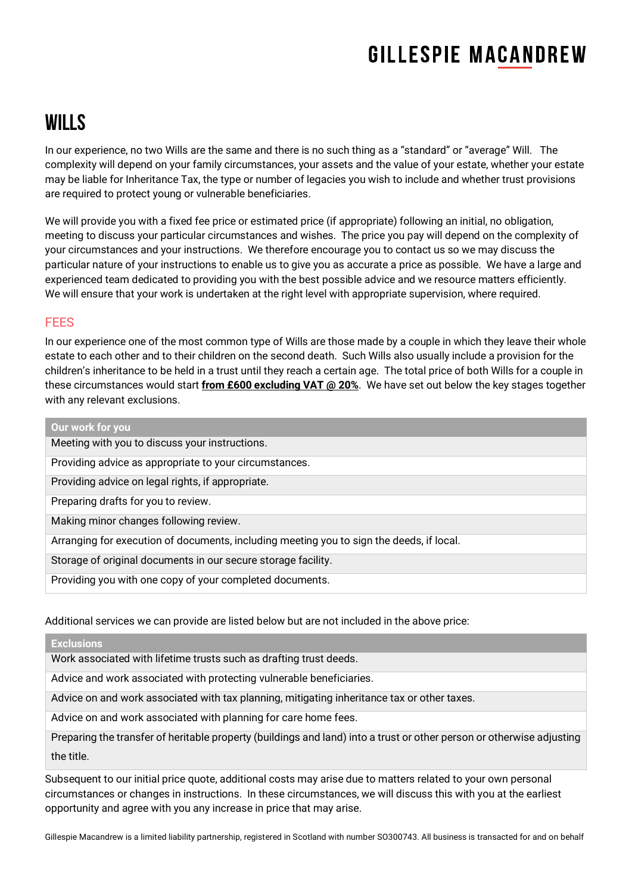# WILLS

In our experience, no two Wills are the same and there is no such thing as a "standard" or "average" Will. The complexity will depend on your family circumstances, your assets and the value of your estate, whether your estate may be liable for Inheritance Tax, the type or number of legacies you wish to include and whether trust provisions are required to protect young or vulnerable beneficiaries.

We will provide you with a fixed fee price or estimated price (if appropriate) following an initial, no obligation, meeting to discuss your particular circumstances and wishes. The price you pay will depend on the complexity of your circumstances and your instructions. We therefore encourage you to contact us so we may discuss the particular nature of your instructions to enable us to give you as accurate a price as possible. We have a large and experienced team dedicated to providing you with the best possible advice and we resource matters efficiently. We will ensure that your work is undertaken at the right level with appropriate supervision, where required.

## FEES

In our experience one of the most common type of Wills are those made by a couple in which they leave their whole estate to each other and to their children on the second death. Such Wills also usually include a provision for the children's inheritance to be held in a trust until they reach a certain age. The total price of both Wills for a couple in these circumstances would start **from £600 excluding VAT @ 20%**. We have set out below the key stages together with any relevant exclusions.

| Our work for you |
| --- |
| Meeting with you to discuss your instructions. |
| Providing advice as appropriate to your circumstances. |
| Providing advice on legal rights, if appropriate. |
| Preparing drafts for you to review. |
| Making minor changes following review. |
| Arranging for execution of documents, including meeting you to sign the deeds, if local. |
| Storage of original documents in our secure storage facility. |
| Providing you with one copy of your completed documents. |

Additional services we can provide are listed below but are not included in the above price:

| Exclusions |
| --- |
| Work associated with lifetime trusts such as drafting trust deeds. |
| Advice and work associated with protecting vulnerable beneficiaries. |
| Advice on and work associated with tax planning, mitigating inheritance tax or other taxes. |
| Advice on and work associated with planning for care home fees. |
| Preparing the transfer of heritable property (buildings and land) into a trust or other person or otherwise adjusting the title. |

Subsequent to our initial price quote, additional costs may arise due to matters related to your own personal circumstances or changes in instructions. In these circumstances, we will discuss this with you at the earliest opportunity and agree with you any increase in price that may arise.

Gillespie Macandrew is a limited liability partnership, registered in Scotland with number SO300743. All business is transacted for and on behalf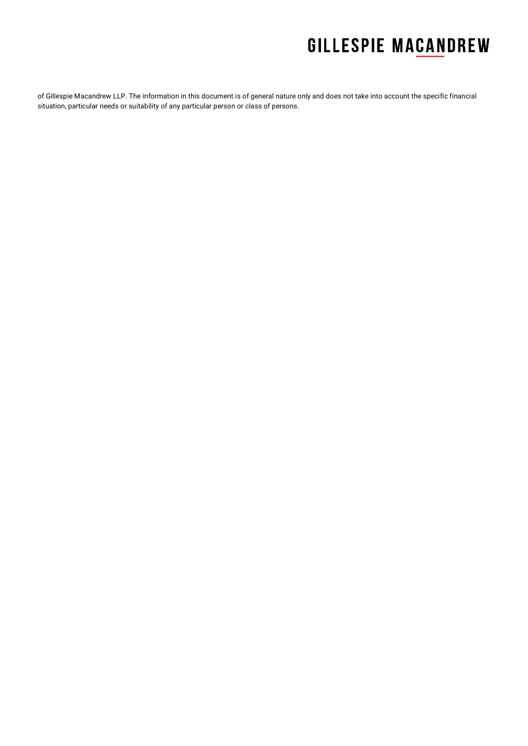of Gillespie Macandrew LLP. The information in this document is of general nature only and does not take into account the specific financial situation, particular needs or suitability of any particular person or class of persons.